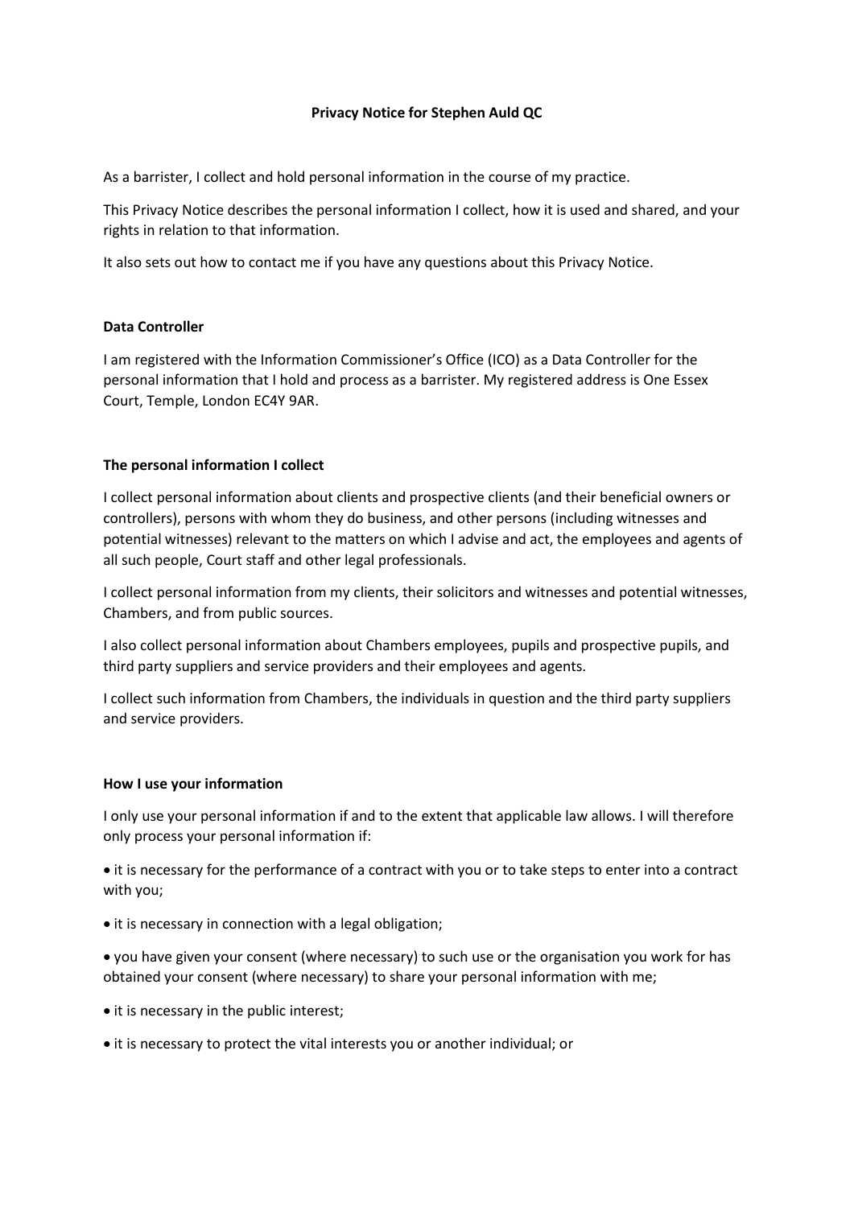# Privacy Notice for Stephen Auld QC

As a barrister, I collect and hold personal information in the course of my practice.

This Privacy Notice describes the personal information I collect, how it is used and shared, and your rights in relation to that information.

It also sets out how to contact me if you have any questions about this Privacy Notice.

## Data Controller

I am registered with the Information Commissioner's Office (ICO) as a Data Controller for the personal information that I hold and process as a barrister. My registered address is One Essex Court, Temple, London EC4Y 9AR.

## The personal information I collect

I collect personal information about clients and prospective clients (and their beneficial owners or controllers), persons with whom they do business, and other persons (including witnesses and potential witnesses) relevant to the matters on which I advise and act, the employees and agents of all such people, Court staff and other legal professionals.

I collect personal information from my clients, their solicitors and witnesses and potential witnesses, Chambers, and from public sources.

I also collect personal information about Chambers employees, pupils and prospective pupils, and third party suppliers and service providers and their employees and agents.

I collect such information from Chambers, the individuals in question and the third party suppliers and service providers.

## How I use your information

I only use your personal information if and to the extent that applicable law allows. I will therefore only process your personal information if:

- it is necessary for the performance of a contract with you or to take steps to enter into a contract with you;
- it is necessary in connection with a legal obligation;
- you have given your consent (where necessary) to such use or the organisation you work for has obtained your consent (where necessary) to share your personal information with me;
- it is necessary in the public interest;
- it is necessary to protect the vital interests you or another individual; or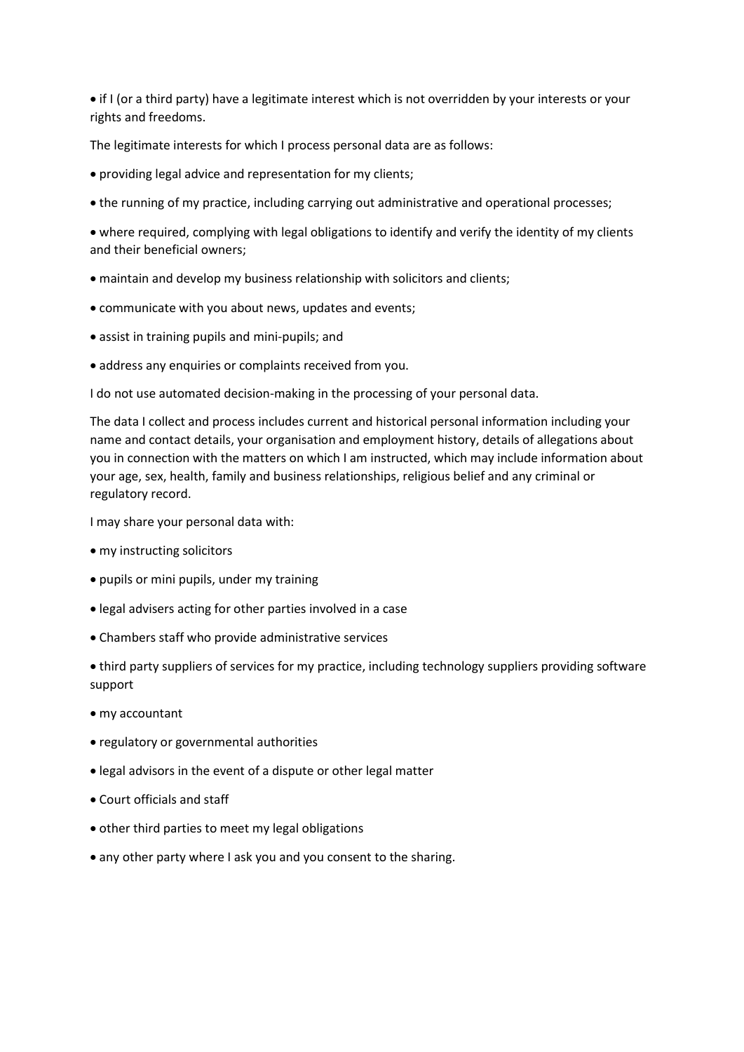- if I (or a third party) have a legitimate interest which is not overridden by your interests or your rights and freedoms.

The legitimate interests for which I process personal data are as follows:

- providing legal advice and representation for my clients;
- the running of my practice, including carrying out administrative and operational processes;
- where required, complying with legal obligations to identify and verify the identity of my clients and their beneficial owners;
- maintain and develop my business relationship with solicitors and clients;
- communicate with you about news, updates and events;
- assist in training pupils and mini-pupils; and
- address any enquiries or complaints received from you.

I do not use automated decision-making in the processing of your personal data.

The data I collect and process includes current and historical personal information including your name and contact details, your organisation and employment history, details of allegations about you in connection with the matters on which I am instructed, which may include information about your age, sex, health, family and business relationships, religious belief and any criminal or regulatory record.

I may share your personal data with:

- my instructing solicitors
- pupils or mini pupils, under my training
- legal advisers acting for other parties involved in a case
- Chambers staff who provide administrative services
- third party suppliers of services for my practice, including technology suppliers providing software support
- my accountant
- regulatory or governmental authorities
- legal advisors in the event of a dispute or other legal matter
- Court officials and staff
- other third parties to meet my legal obligations
- any other party where I ask you and you consent to the sharing.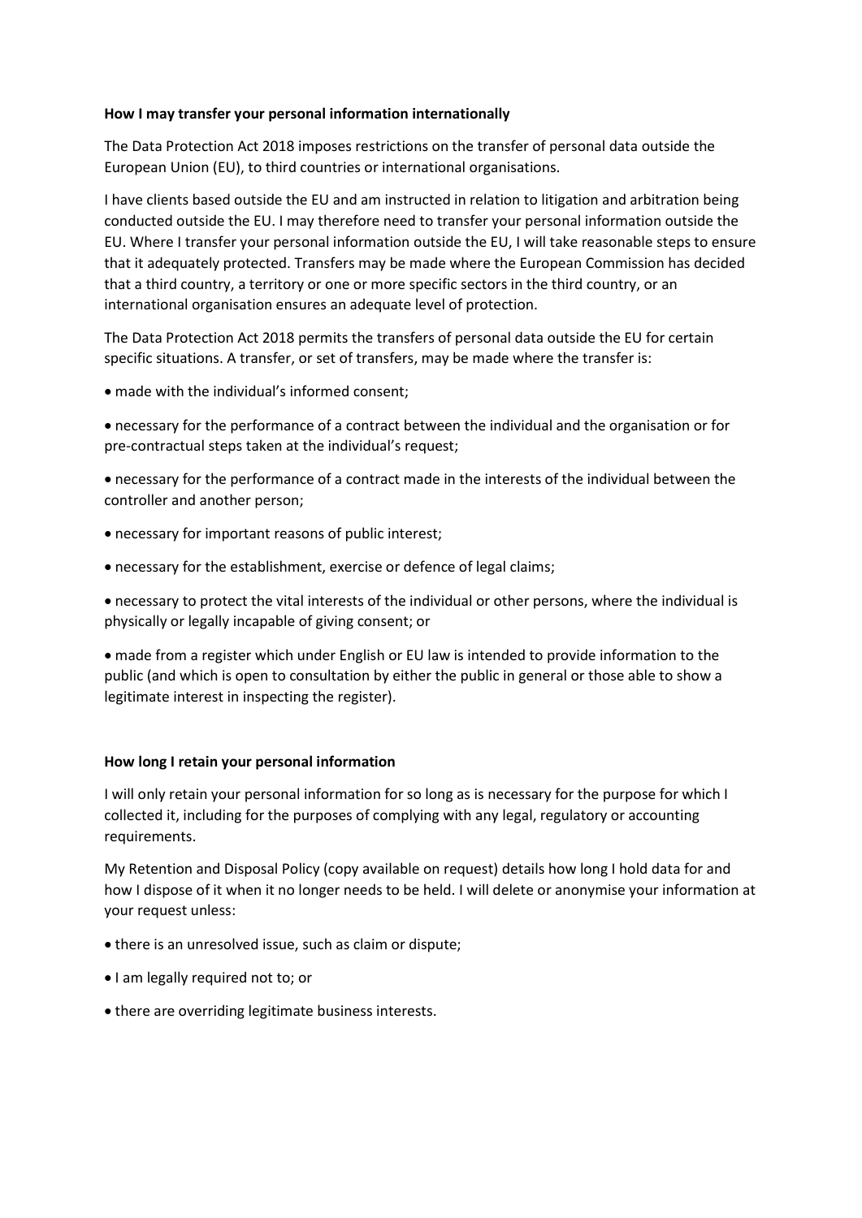**How I may transfer your personal information internationally**

The Data Protection Act 2018 imposes restrictions on the transfer of personal data outside the European Union (EU), to third countries or international organisations.

I have clients based outside the EU and am instructed in relation to litigation and arbitration being conducted outside the EU. I may therefore need to transfer your personal information outside the EU. Where I transfer your personal information outside the EU, I will take reasonable steps to ensure that it adequately protected. Transfers may be made where the European Commission has decided that a third country, a territory or one or more specific sectors in the third country, or an international organisation ensures an adequate level of protection.

The Data Protection Act 2018 permits the transfers of personal data outside the EU for certain specific situations. A transfer, or set of transfers, may be made where the transfer is:

- made with the individual's informed consent;
- necessary for the performance of a contract between the individual and the organisation or for pre-contractual steps taken at the individual's request;
- necessary for the performance of a contract made in the interests of the individual between the controller and another person;
- necessary for important reasons of public interest;
- necessary for the establishment, exercise or defence of legal claims;
- necessary to protect the vital interests of the individual or other persons, where the individual is physically or legally incapable of giving consent; or
- made from a register which under English or EU law is intended to provide information to the public (and which is open to consultation by either the public in general or those able to show a legitimate interest in inspecting the register).

**How long I retain your personal information**

I will only retain your personal information for so long as is necessary for the purpose for which I collected it, including for the purposes of complying with any legal, regulatory or accounting requirements.

My Retention and Disposal Policy (copy available on request) details how long I hold data for and how I dispose of it when it no longer needs to be held. I will delete or anonymise your information at your request unless:

- there is an unresolved issue, such as claim or dispute;
- I am legally required not to; or
- there are overriding legitimate business interests.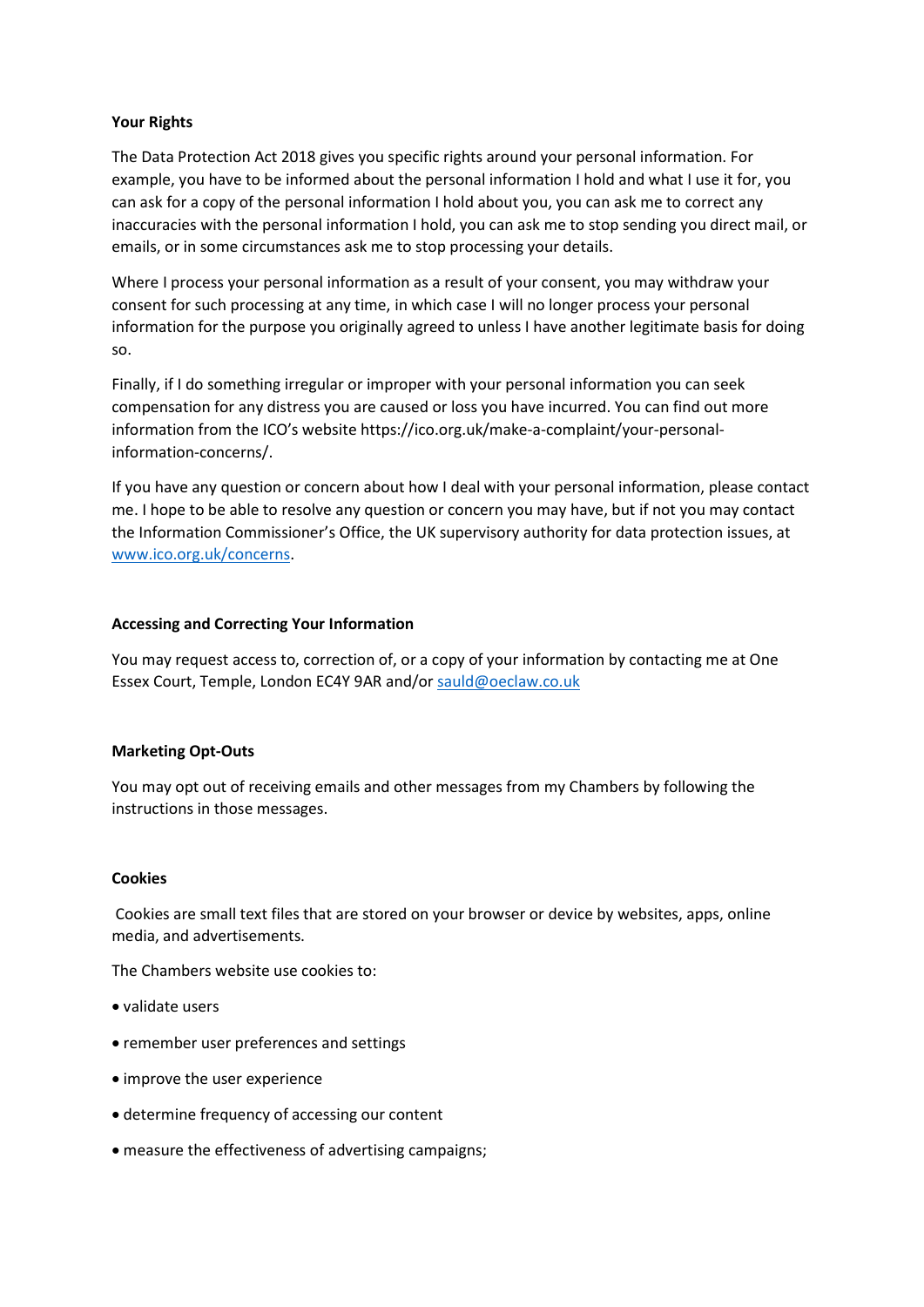**Your Rights**

The Data Protection Act 2018 gives you specific rights around your personal information. For example, you have to be informed about the personal information I hold and what I use it for, you can ask for a copy of the personal information I hold about you, you can ask me to correct any inaccuracies with the personal information I hold, you can ask me to stop sending you direct mail, or emails, or in some circumstances ask me to stop processing your details.

Where I process your personal information as a result of your consent, you may withdraw your consent for such processing at any time, in which case I will no longer process your personal information for the purpose you originally agreed to unless I have another legitimate basis for doing so.

Finally, if I do something irregular or improper with your personal information you can seek compensation for any distress you are caused or loss you have incurred. You can find out more information from the ICO's website https://ico.org.uk/make-a-complaint/your-personal-information-concerns/.

If you have any question or concern about how I deal with your personal information, please contact me. I hope to be able to resolve any question or concern you may have, but if not you may contact the Information Commissioner's Office, the UK supervisory authority for data protection issues, at [www.ico.org.uk/concerns](http://www.ico.org.uk/concerns).

**Accessing and Correcting Your Information**

You may request access to, correction of, or a copy of your information by contacting me at One Essex Court, Temple, London EC4Y 9AR and/or [sauld@oeclaw.co.uk](mailto:sauld@oeclaw.co.uk)

**Marketing Opt-Outs**

You may opt out of receiving emails and other messages from my Chambers by following the instructions in those messages.

**Cookies**

Cookies are small text files that are stored on your browser or device by websites, apps, online media, and advertisements.

The Chambers website use cookies to:

- validate users
- remember user preferences and settings
- improve the user experience
- determine frequency of accessing our content
- measure the effectiveness of advertising campaigns;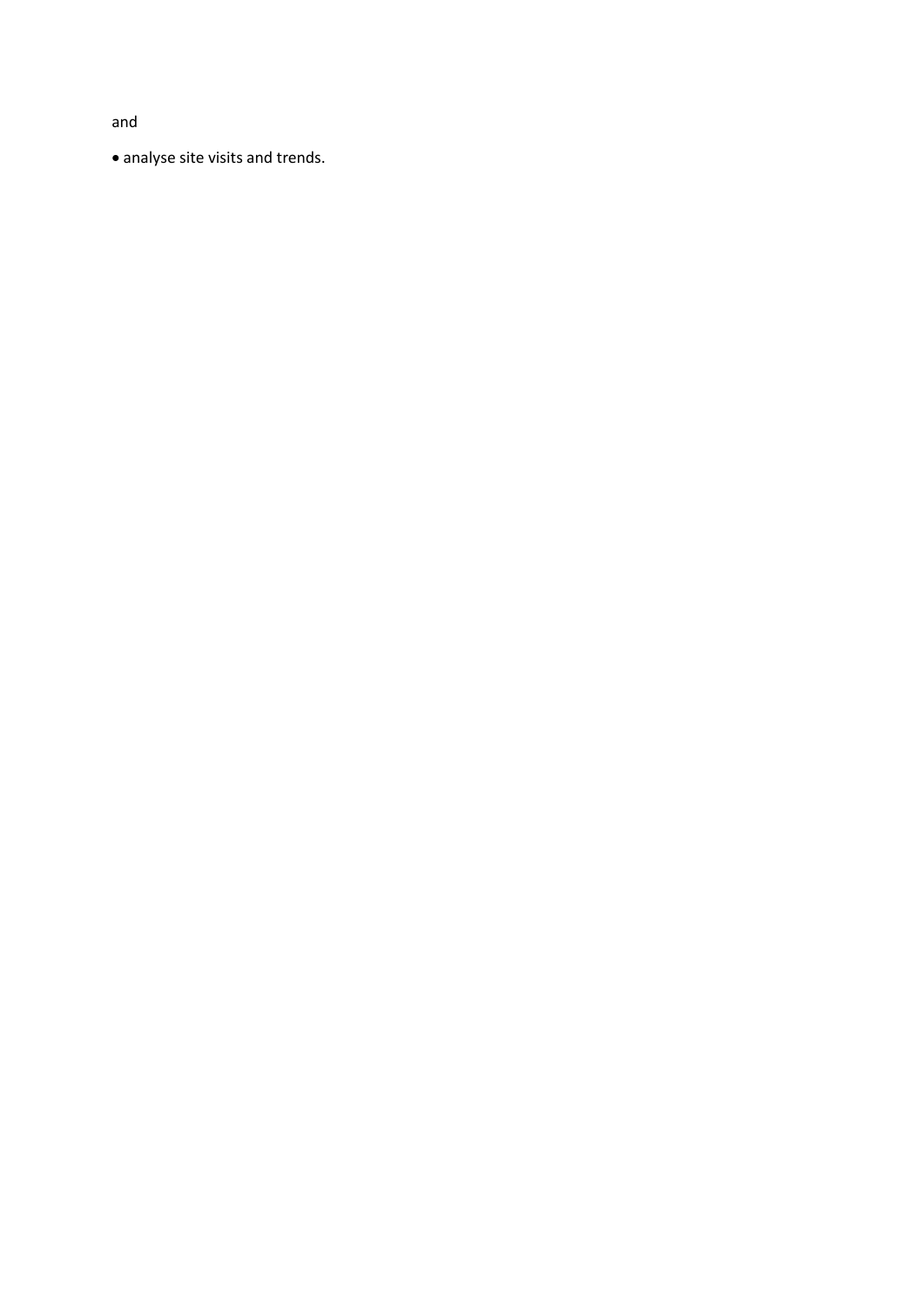and

- analyse site visits and trends.